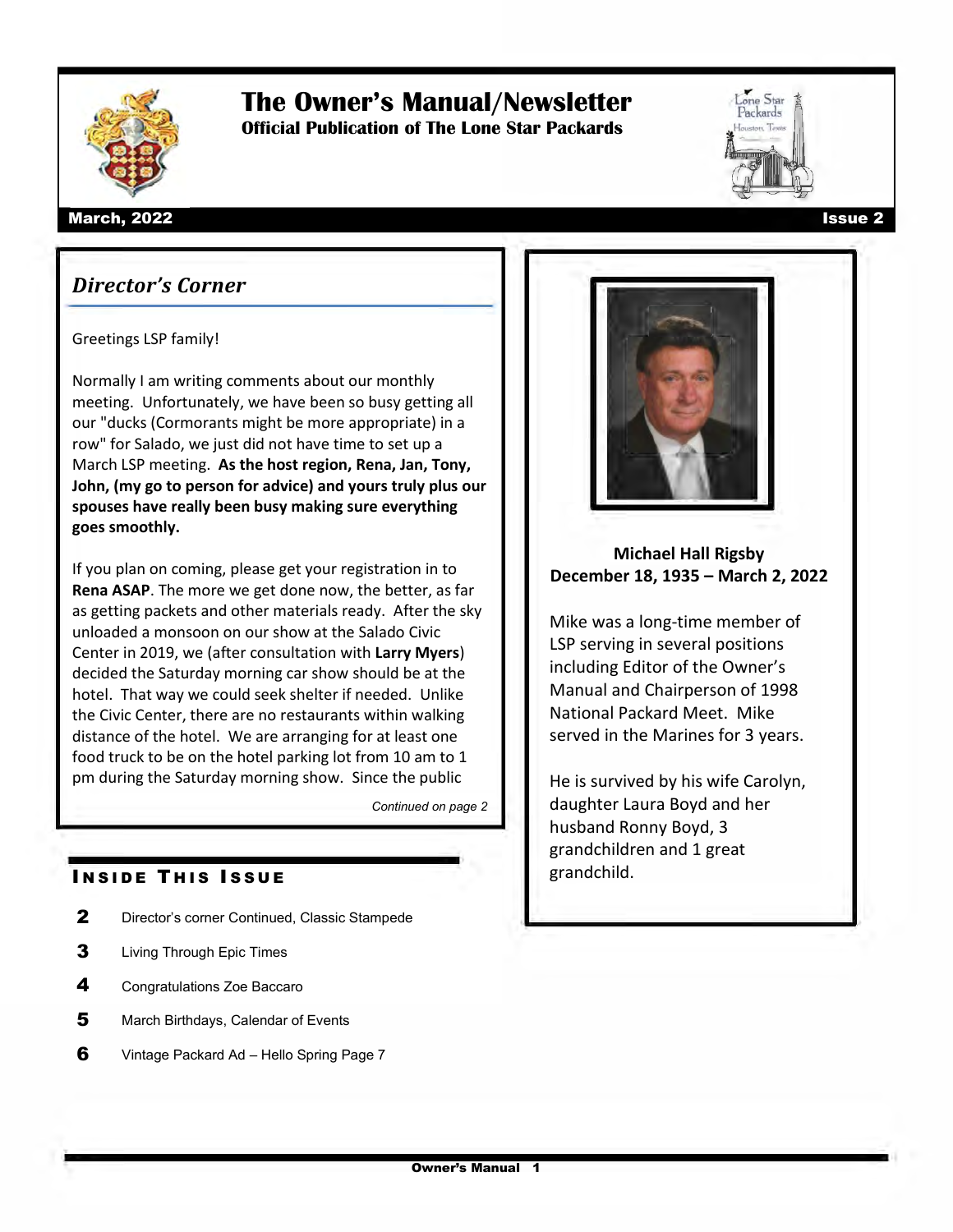# The Owner's Manual/Newsletter

**Official Publication of The Lone Star Packards**

**March, 2022** | **Issue 2**

## *Director's Corner*

Greetings LSP family!

Normally I am writing comments about our monthly meeting. Unfortunately, we have been so busy getting all our "ducks (Cormorants might be more appropriate) in a row" for Salado, we just did not have time to set up a March LSP meeting. **As the host region, Rena, Jan, Tony, John, (my go to person for advice) and yours truly plus our spouses have really been busy making sure everything goes smoothly.**

If you plan on coming, please get your registration in to **Rena ASAP**. The more we get done now, the better, as far as getting packets and other materials ready. After the sky unloaded a monsoon on our show at the Salado Civic Center in 2019, we (after consultation with **Larry Myers**) decided the Saturday morning car show should be at the hotel. That way we could seek shelter if needed. Unlike the Civic Center, there are no restaurants within walking distance of the hotel. We are arranging for at least one food truck to be on the hotel parking lot from 10 am to 1 pm during the Saturday morning show. Since the public

*Continued on page 2*

## Inside This Issue

- **2** Director's corner Continued, Classic Stampede
- **3** Living Through Epic Times
- **4** Congratulations Zoe Baccaro
- **5** March Birthdays, Calendar of Events
- **6** Vintage Packard Ad – Hello Spring Page 7

**Michael Hall Rigsby**
**December 18, 1935 – March 2, 2022**

Mike was a long-time member of LSP serving in several positions including Editor of the Owner's Manual and Chairperson of 1998 National Packard Meet. Mike served in the Marines for 3 years.

He is survived by his wife Carolyn, daughter Laura Boyd and her husband Ronny Boyd, 3 grandchildren and 1 great grandchild.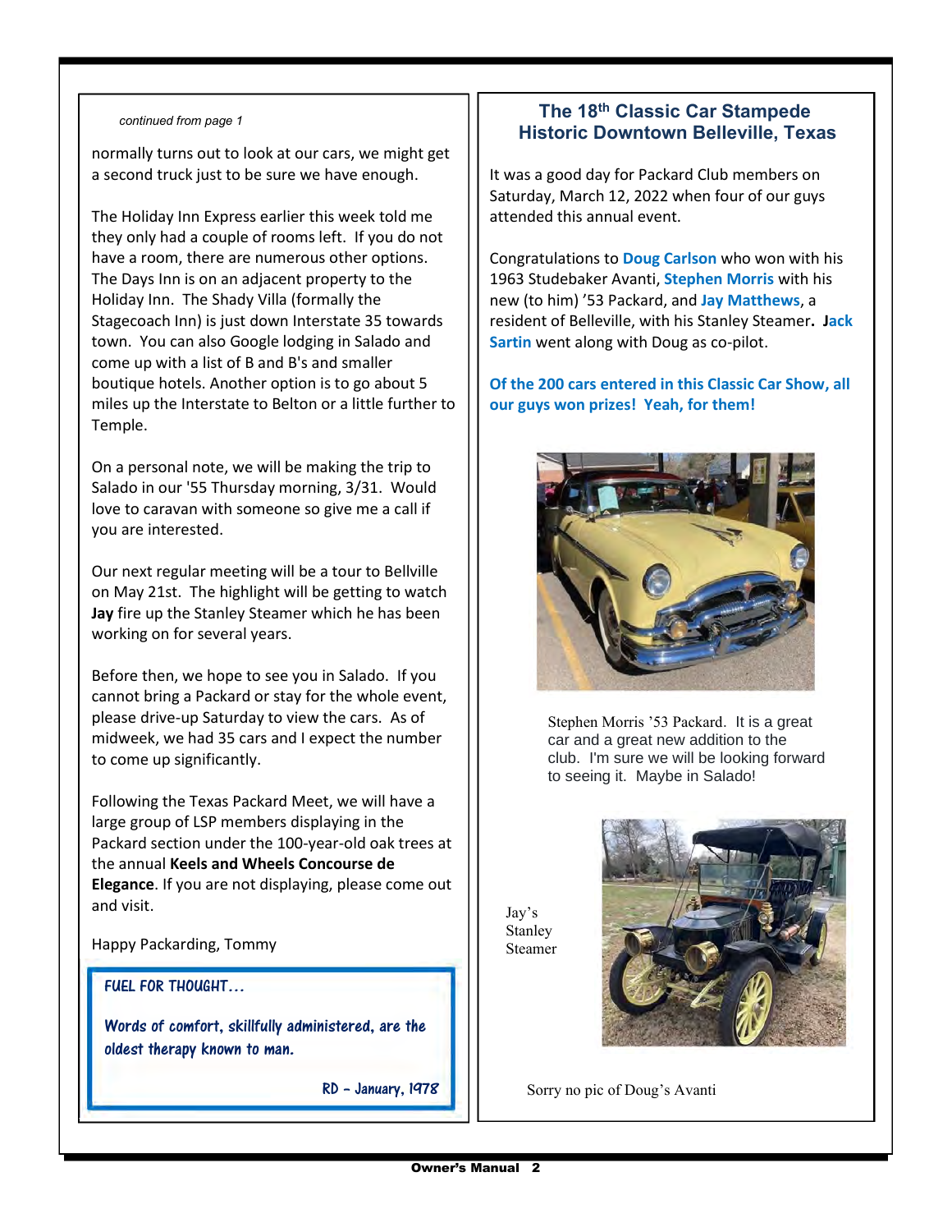*continued from page 1*

normally turns out to look at our cars, we might get a second truck just to be sure we have enough.

The Holiday Inn Express earlier this week told me they only had a couple of rooms left. If you do not have a room, there are numerous other options. The Days Inn is on an adjacent property to the Holiday Inn. The Shady Villa (formally the Stagecoach Inn) is just down Interstate 35 towards town. You can also Google lodging in Salado and come up with a list of B and B's and smaller boutique hotels. Another option is to go about 5 miles up the Interstate to Belton or a little further to Temple.

On a personal note, we will be making the trip to Salado in our '55 Thursday morning, 3/31. Would love to caravan with someone so give me a call if you are interested.

Our next regular meeting will be a tour to Bellville on May 21st. The highlight will be getting to watch **Jay** fire up the Stanley Steamer which he has been working on for several years.

Before then, we hope to see you in Salado. If you cannot bring a Packard or stay for the whole event, please drive-up Saturday to view the cars. As of midweek, we had 35 cars and I expect the number to come up significantly.

Following the Texas Packard Meet, we will have a large group of LSP members displaying in the Packard section under the 100-year-old oak trees at the annual **Keels and Wheels Concourse de Elegance**. If you are not displaying, please come out and visit.

Happy Packarding, Tommy

**FUEL FOR THOUGHT…**

*Words of comfort, skillfully administered, are the oldest therapy known to man.*

RD – January, 1978

## The 18th Classic Car Stampede
## Historic Downtown Belleville, Texas

It was a good day for Packard Club members on Saturday, March 12, 2022 when four of our guys attended this annual event.

Congratulations to **Doug Carlson** who won with his 1963 Studebaker Avanti, **Stephen Morris** with his new (to him) '53 Packard, and **Jay Matthews**, a resident of Belleville, with his Stanley Steamer. **Jack Sartin** went along with Doug as co-pilot.

**Of the 200 cars entered in this Classic Car Show, all our guys won prizes! Yeah, for them!**

Stephen Morris '53 Packard. It is a great car and a great new addition to the club. I'm sure we will be looking forward to seeing it. Maybe in Salado!

Jay's Stanley Steamer

Sorry no pic of Doug's Avanti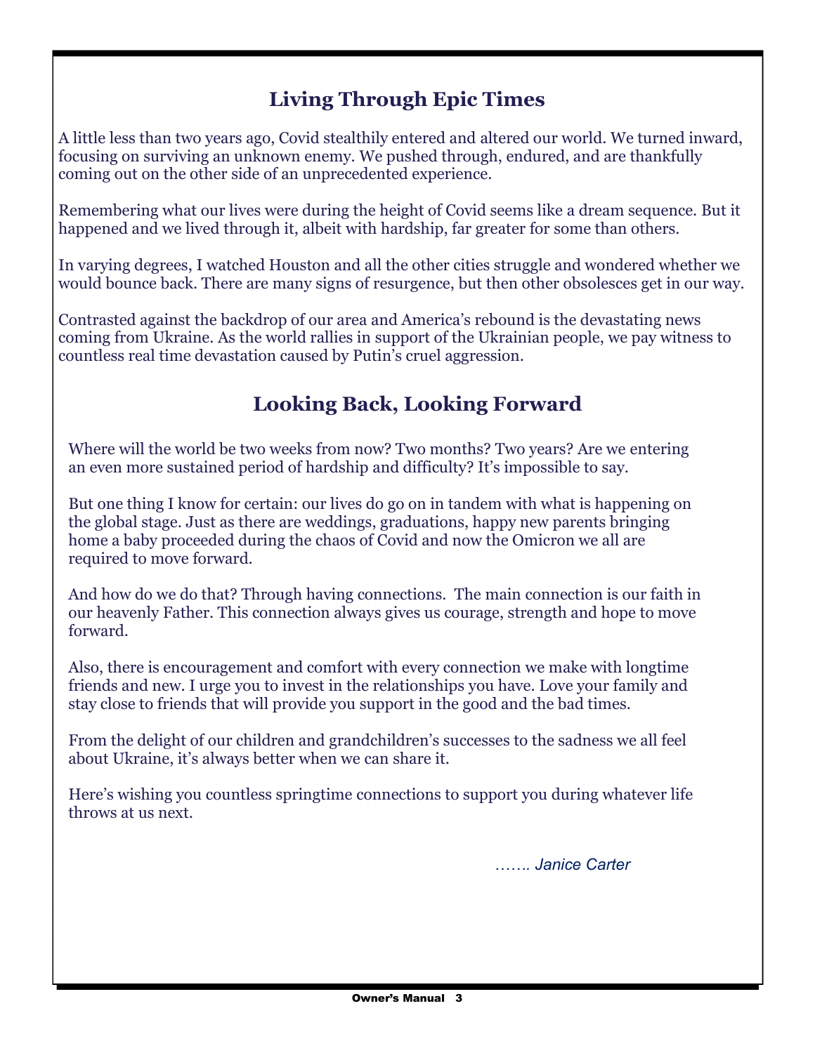## Living Through Epic Times

A little less than two years ago, Covid stealthily entered and altered our world. We turned inward, focusing on surviving an unknown enemy. We pushed through, endured, and are thankfully coming out on the other side of an unprecedented experience.

Remembering what our lives were during the height of Covid seems like a dream sequence. But it happened and we lived through it, albeit with hardship, far greater for some than others.

In varying degrees, I watched Houston and all the other cities struggle and wondered whether we would bounce back. There are many signs of resurgence, but then other obsolesces get in our way.

Contrasted against the backdrop of our area and America's rebound is the devastating news coming from Ukraine. As the world rallies in support of the Ukrainian people, we pay witness to countless real time devastation caused by Putin's cruel aggression.

## Looking Back, Looking Forward

Where will the world be two weeks from now? Two months? Two years? Are we entering an even more sustained period of hardship and difficulty? It's impossible to say.

But one thing I know for certain: our lives do go on in tandem with what is happening on the global stage. Just as there are weddings, graduations, happy new parents bringing home a baby proceeded during the chaos of Covid and now the Omicron we all are required to move forward.

And how do we do that? Through having connections. The main connection is our faith in our heavenly Father. This connection always gives us courage, strength and hope to move forward.

Also, there is encouragement and comfort with every connection we make with longtime friends and new. I urge you to invest in the relationships you have. Love your family and stay close to friends that will provide you support in the good and the bad times.

From the delight of our children and grandchildren's successes to the sadness we all feel about Ukraine, it's always better when we can share it.

Here's wishing you countless springtime connections to support you during whatever life throws at us next.

*……. Janice Carter*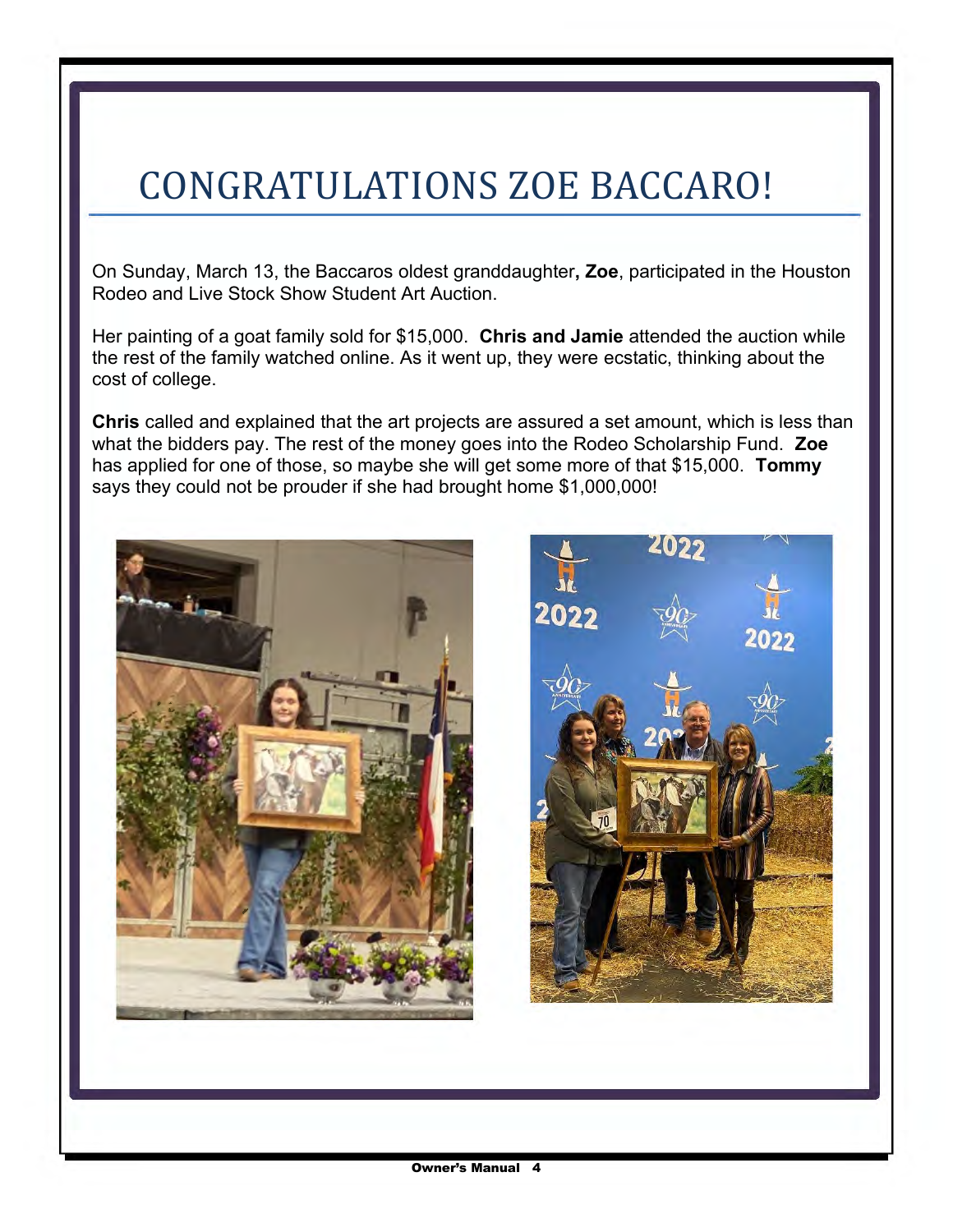# CONGRATULATIONS ZOE BACCARO!

On Sunday, March 13, the Baccaros oldest granddaughter**, Zoe**, participated in the Houston Rodeo and Live Stock Show Student Art Auction.

Her painting of a goat family sold for $15,000. **Chris and Jamie** attended the auction while the rest of the family watched online. As it went up, they were ecstatic, thinking about the cost of college.

**Chris** called and explained that the art projects are assured a set amount, which is less than what the bidders pay. The rest of the money goes into the Rodeo Scholarship Fund. **Zoe** has applied for one of those, so maybe she will get some more of that $15,000. **Tommy** says they could not be prouder if she had brought home $1,000,000!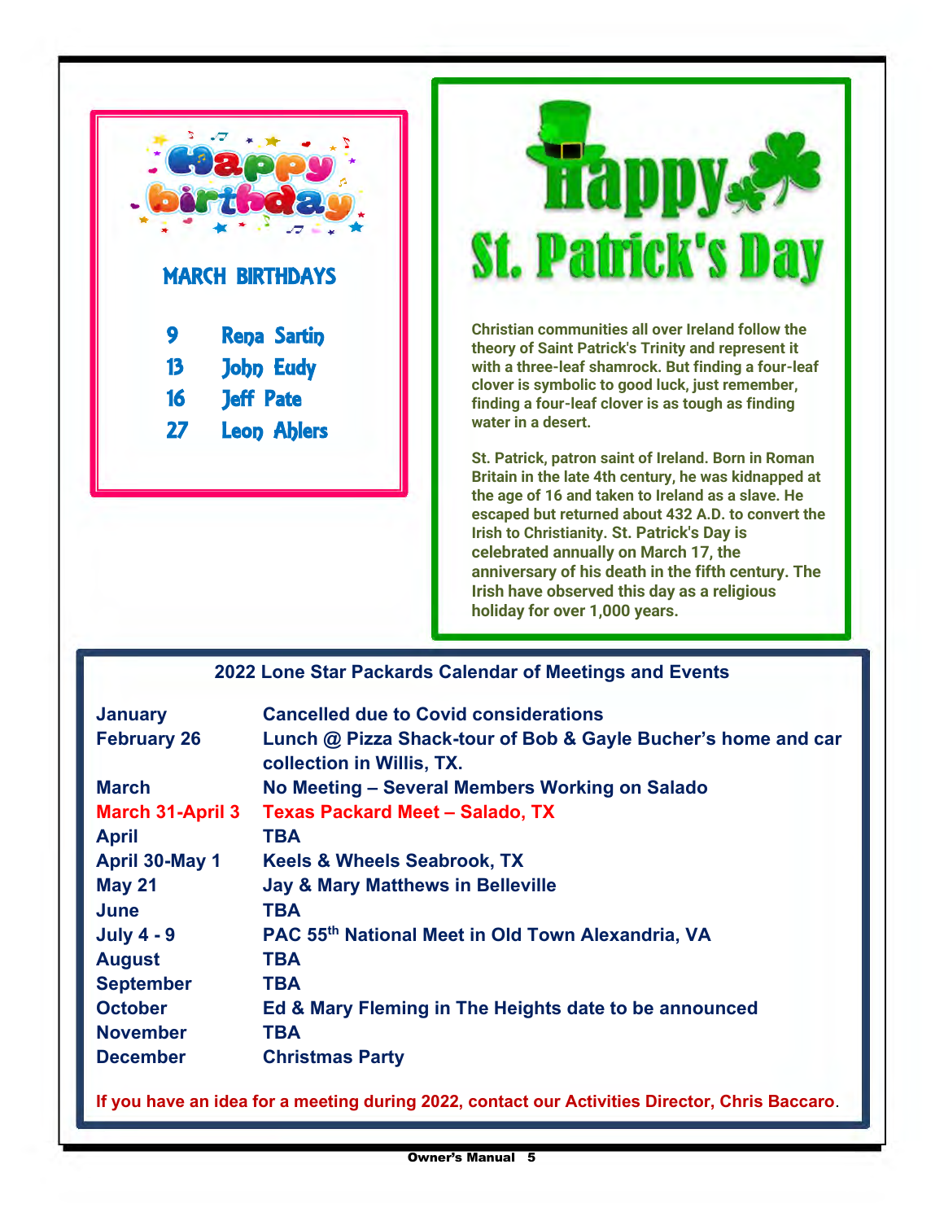# Happy birthday

## MARCH BIRTHDAYS

| | |
|---|---|
| 9 | Rena Sartin |
| 13 | John Eudy |
| 16 | Jeff Pate |
| 27 | Leon Ahlers |

# Happy St. Patrick's Day

Christian communities all over Ireland follow the theory of Saint Patrick's Trinity and represent it with a three-leaf shamrock. But finding a four-leaf clover is symbolic to good luck, just remember, finding a four-leaf clover is as tough as finding water in a desert.

St. Patrick, patron saint of Ireland. Born in Roman Britain in the late 4th century, he was kidnapped at the age of 16 and taken to Ireland as a slave. He escaped but returned about 432 A.D. to convert the Irish to Christianity. St. Patrick's Day is celebrated annually on March 17, the anniversary of his death in the fifth century. The Irish have observed this day as a religious holiday for over 1,000 years.

## 2022 Lone Star Packards Calendar of Meetings and Events

| | |
|---|---|
| January | Cancelled due to Covid considerations |
| February 26 | Lunch @ Pizza Shack-tour of Bob & Gayle Bucher's home and car collection in Willis, TX. |
| March | No Meeting – Several Members Working on Salado |
| March 31-April 3 | Texas Packard Meet – Salado, TX |
| April | TBA |
| April 30-May 1 | Keels & Wheels Seabrook, TX |
| May 21 | Jay & Mary Matthews in Belleville |
| June | TBA |
| July 4 - 9 | PAC 55th National Meet in Old Town Alexandria, VA |
| August | TBA |
| September | TBA |
| October | Ed & Mary Fleming in The Heights date to be announced |
| November | TBA |
| December | Christmas Party |

If you have an idea for a meeting during 2022, contact our Activities Director, Chris Baccaro.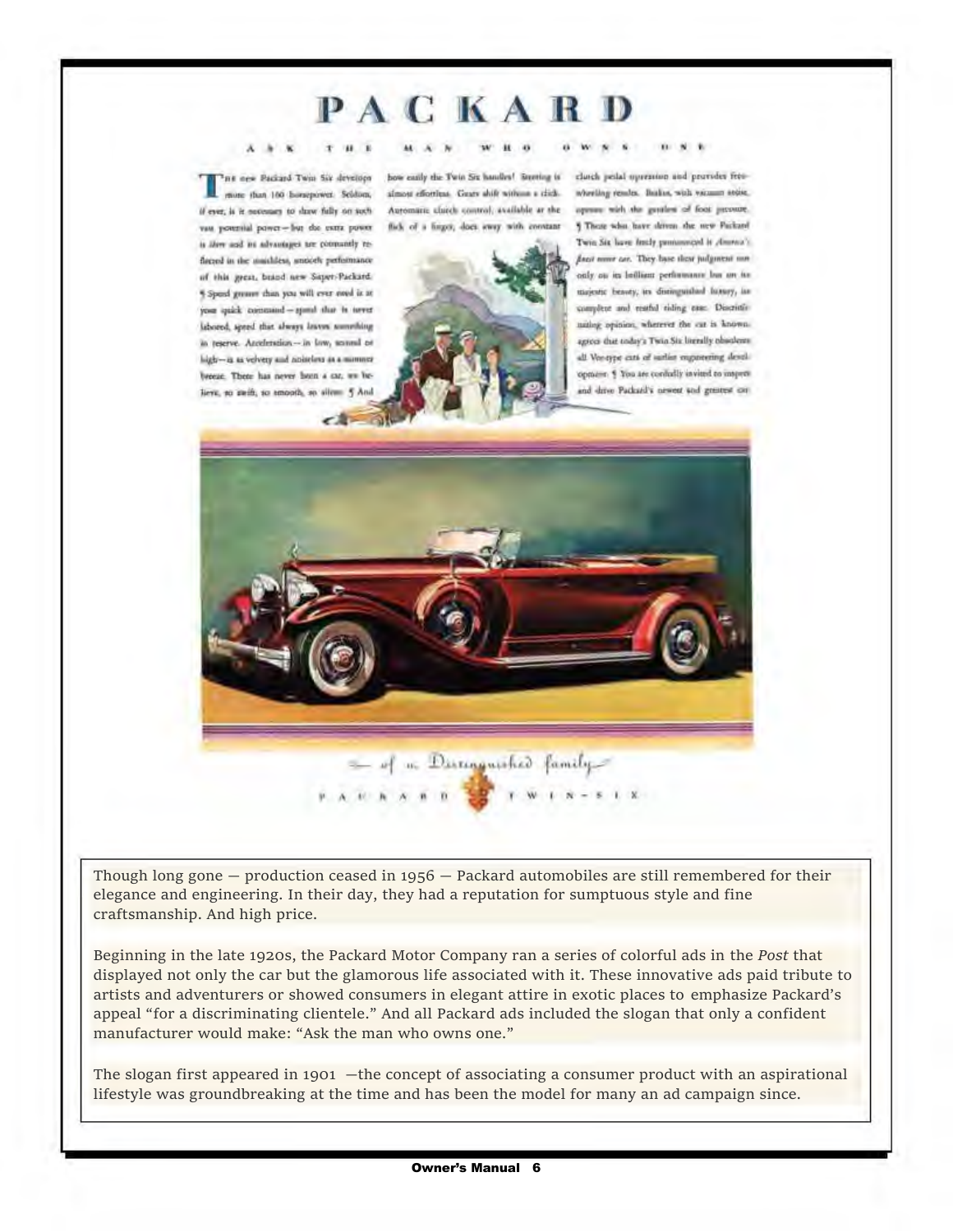# PACKARD

ASK THE MAN WHO OWNS ONE

The new Packard Twin Six develops more than 160 horsepower. Seldom, if ever, is it necessary to draw fully on such vast potential power—but the extra power is there and its advantages are constantly reflected in the matchless, smooth performance of this great, brand new Super-Packard. ¶ Speed greater than you will ever need is at your quick command—speed that is never labored, speed that always leaves something in reserve. Acceleration—in low, second or high—is as velvety and noiseless as a summer breeze. There has never been a car, we believe, so swift, so smooth, so silent. ¶ And how easily the Twin Six handles! Steering is almost effortless. Gears shift without a click. Automatic clutch control, available at the flick of a finger, does away with constant clutch pedal operation and provides free-wheeling results. Brakes, with vacuum assist, operate with the gentlest of foot pressure. ¶ Those who have driven the new Packard Twin Six have freely pronounced it *America's finest motor car*. They base their judgment not only on its brilliant performance but on its majestic beauty, its distinguished luxury, its complete and restful riding ease. Discriminating opinion, wherever the car is known, agrees that today's Twin Six literally obsoletes all Vee-type cars of earlier engineering development. ¶ You are cordially invited to inspect and drive Packard's newest and greatest car.

*— of a Distinguished family —*

PACKARD TWIN-SIX

Though long gone — production ceased in 1956 — Packard automobiles are still remembered for their elegance and engineering. In their day, they had a reputation for sumptuous style and fine craftsmanship. And high price.

Beginning in the late 1920s, the Packard Motor Company ran a series of colorful ads in the *Post* that displayed not only the car but the glamorous life associated with it. These innovative ads paid tribute to artists and adventurers or showed consumers in elegant attire in exotic places to emphasize Packard's appeal "for a discriminating clientele." And all Packard ads included the slogan that only a confident manufacturer would make: "Ask the man who owns one."

The slogan first appeared in 1901 —the concept of associating a consumer product with an aspirational lifestyle was groundbreaking at the time and has been the model for many an ad campaign since.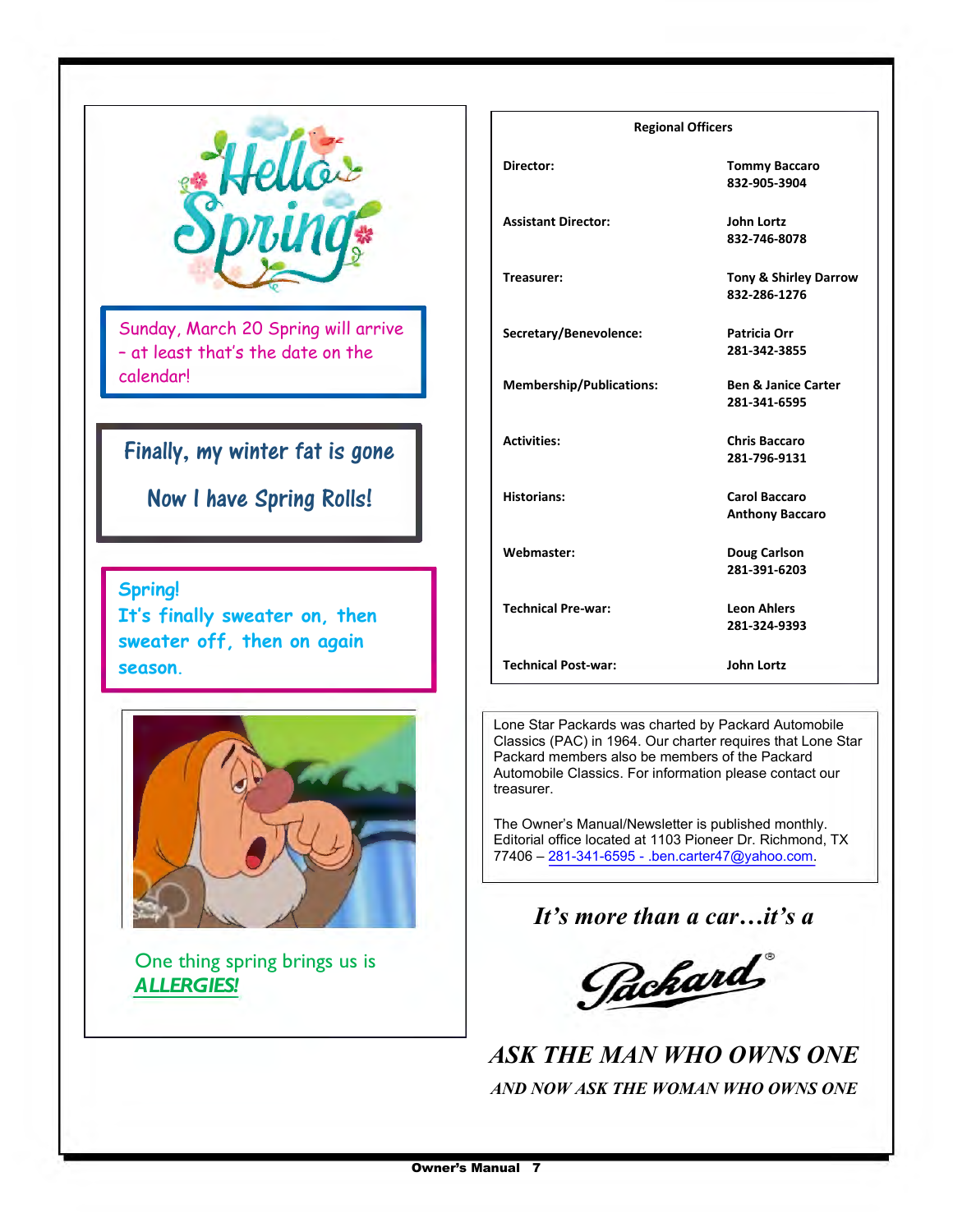Hello Spring

Sunday, March 20 Spring will arrive – at least that's the date on the calendar!

Finally, my winter fat is gone

Now I have Spring Rolls!

Spring!
It's finally sweater on, then sweater off, then on again season.

One thing spring brings us is ***ALLERGIES!***

**Regional Officers**

| | |
|---|---|
| **Director:** | **Tommy Baccaro 832-905-3904** |
| **Assistant Director:** | **John Lortz 832-746-8078** |
| **Treasurer:** | **Tony & Shirley Darrow 832-286-1276** |
| **Secretary/Benevolence:** | **Patricia Orr 281-342-3855** |
| **Membership/Publications:** | **Ben & Janice Carter 281-341-6595** |
| **Activities:** | **Chris Baccaro 281-796-9131** |
| **Historians:** | **Carol Baccaro Anthony Baccaro** |
| **Webmaster:** | **Doug Carlson 281-391-6203** |
| **Technical Pre-war:** | **Leon Ahlers 281-324-9393** |
| **Technical Post-war:** | **John Lortz** |

Lone Star Packards was charted by Packard Automobile Classics (PAC) in 1964. Our charter requires that Lone Star Packard members also be members of the Packard Automobile Classics. For information please contact our treasurer.

The Owner's Manual/Newsletter is published monthly. Editorial office located at 1103 Pioneer Dr. Richmond, TX 77406 – 281-341-6595 - .ben.carter47@yahoo.com.

***It's more than a car…it's a***

Packard®

***ASK THE MAN WHO OWNS ONE***

***AND NOW ASK THE WOMAN WHO OWNS ONE***